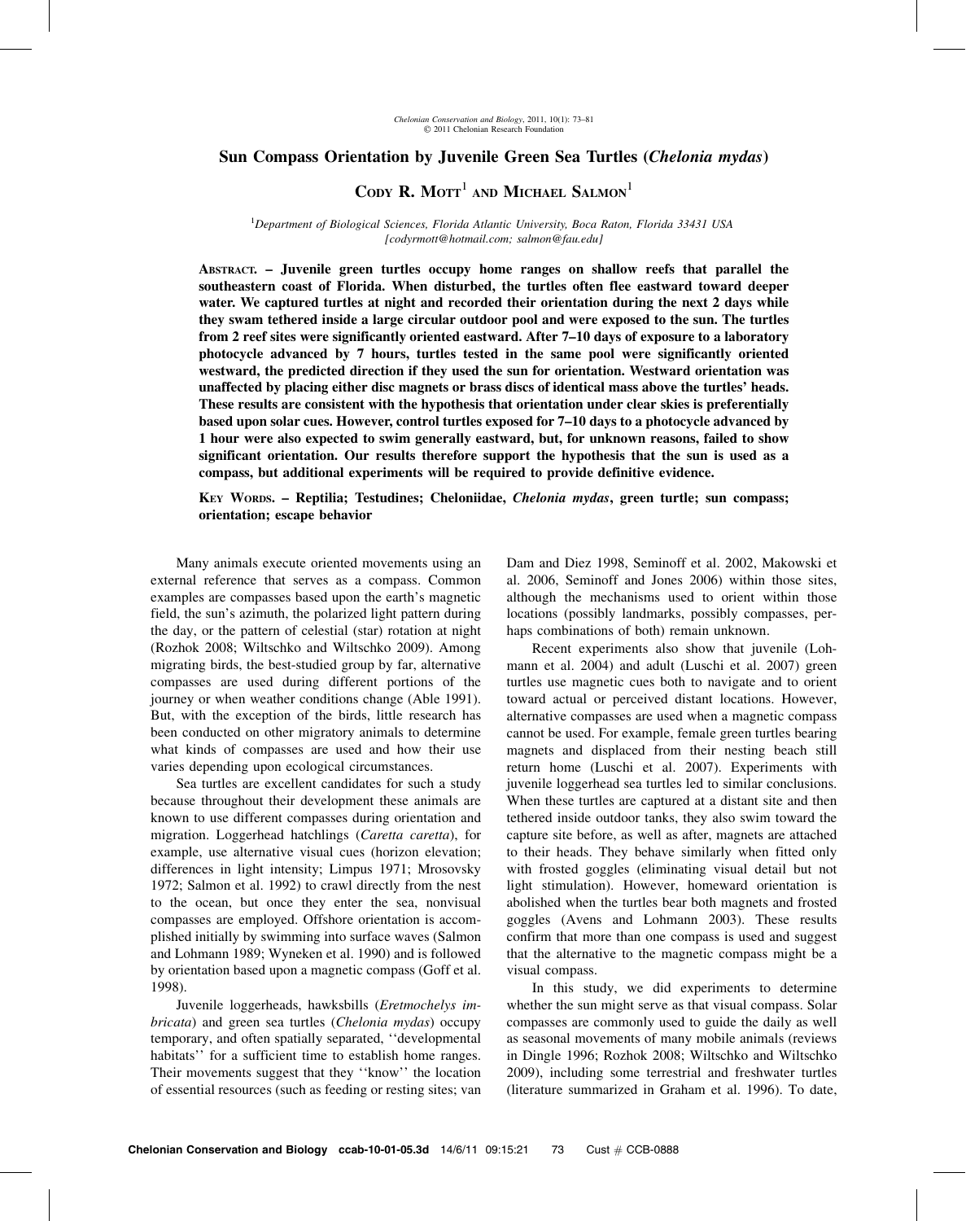# Sun Compass Orientation by Juvenile Green Sea Turtles (*Chelonia mydas*)

## Cody R. Mott[1] and Michael Salmon[1]

[1]Department of Biological Sciences, Florida Atlantic University, Boca Raton, Florida 33431 USA [codyrmott@hotmail.com; salmon@fau.edu]

**Abstract. – Juvenile green turtles occupy home ranges on shallow reefs that parallel the southeastern coast of Florida. When disturbed, the turtles often flee eastward toward deeper water. We captured turtles at night and recorded their orientation during the next 2 days while they swam tethered inside a large circular outdoor pool and were exposed to the sun. The turtles from 2 reef sites were significantly oriented eastward. After 7–10 days of exposure to a laboratory photocycle advanced by 7 hours, turtles tested in the same pool were significantly oriented westward, the predicted direction if they used the sun for orientation. Westward orientation was unaffected by placing either disc magnets or brass discs of identical mass above the turtles' heads. These results are consistent with the hypothesis that orientation under clear skies is preferentially based upon solar cues. However, control turtles exposed for 7–10 days to a photocycle advanced by 1 hour were also expected to swim generally eastward, but, for unknown reasons, failed to show significant orientation. Our results therefore support the hypothesis that the sun is used as a compass, but additional experiments will be required to provide definitive evidence.**

**Key Words. – Reptilia; Testudines; Cheloniidae, *Chelonia mydas*, green turtle; sun compass; orientation; escape behavior**

Many animals execute oriented movements using an external reference that serves as a compass. Common examples are compasses based upon the earth's magnetic field, the sun's azimuth, the polarized light pattern during the day, or the pattern of celestial (star) rotation at night (Rozhok 2008; Wiltschko and Wiltschko 2009). Among migrating birds, the best-studied group by far, alternative compasses are used during different portions of the journey or when weather conditions change (Able 1991). But, with the exception of the birds, little research has been conducted on other migratory animals to determine what kinds of compasses are used and how their use varies depending upon ecological circumstances.

Sea turtles are excellent candidates for such a study because throughout their development these animals are known to use different compasses during orientation and migration. Loggerhead hatchlings (*Caretta caretta*), for example, use alternative visual cues (horizon elevation; differences in light intensity; Limpus 1971; Mrosovsky 1972; Salmon et al. 1992) to crawl directly from the nest to the ocean, but once they enter the sea, nonvisual compasses are employed. Offshore orientation is accomplished initially by swimming into surface waves (Salmon and Lohmann 1989; Wyneken et al. 1990) and is followed by orientation based upon a magnetic compass (Goff et al. 1998).

Juvenile loggerheads, hawksbills (*Eretmochelys imbricata*) and green sea turtles (*Chelonia mydas*) occupy temporary, and often spatially separated, ''developmental habitats'' for a sufficient time to establish home ranges. Their movements suggest that they ''know'' the location of essential resources (such as feeding or resting sites; van Dam and Diez 1998, Seminoff et al. 2002, Makowski et al. 2006, Seminoff and Jones 2006) within those sites, although the mechanisms used to orient within those locations (possibly landmarks, possibly compasses, perhaps combinations of both) remain unknown.

Recent experiments also show that juvenile (Lohmann et al. 2004) and adult (Luschi et al. 2007) green turtles use magnetic cues both to navigate and to orient toward actual or perceived distant locations. However, alternative compasses are used when a magnetic compass cannot be used. For example, female green turtles bearing magnets and displaced from their nesting beach still return home (Luschi et al. 2007). Experiments with juvenile loggerhead sea turtles led to similar conclusions. When these turtles are captured at a distant site and then tethered inside outdoor tanks, they also swim toward the capture site before, as well as after, magnets are attached to their heads. They behave similarly when fitted only with frosted goggles (eliminating visual detail but not light stimulation). However, homeward orientation is abolished when the turtles bear both magnets and frosted goggles (Avens and Lohmann 2003). These results confirm that more than one compass is used and suggest that the alternative to the magnetic compass might be a visual compass.

In this study, we did experiments to determine whether the sun might serve as that visual compass. Solar compasses are commonly used to guide the daily as well as seasonal movements of many mobile animals (reviews in Dingle 1996; Rozhok 2008; Wiltschko and Wiltschko 2009), including some terrestrial and freshwater turtles (literature summarized in Graham et al. 1996). To date,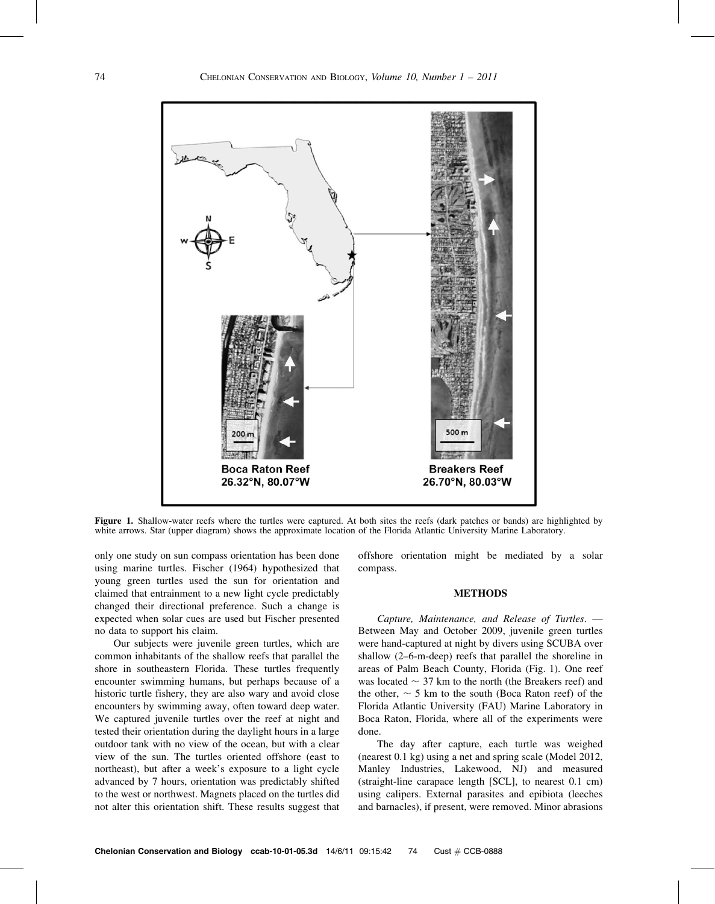Figure 1. Shallow-water reefs where the turtles were captured. At both sites the reefs (dark patches or bands) are highlighted by white arrows. Star (upper diagram) shows the approximate location of the Florida Atlantic University Marine Laboratory.

only one study on sun compass orientation has been done using marine turtles. Fischer (1964) hypothesized that young green turtles used the sun for orientation and claimed that entrainment to a new light cycle predictably changed their directional preference. Such a change is expected when solar cues are used but Fischer presented no data to support his claim.

Our subjects were juvenile green turtles, which are common inhabitants of the shallow reefs that parallel the shore in southeastern Florida. These turtles frequently encounter swimming humans, but perhaps because of a historic turtle fishery, they are also wary and avoid close encounters by swimming away, often toward deep water. We captured juvenile turtles over the reef at night and tested their orientation during the daylight hours in a large outdoor tank with no view of the ocean, but with a clear view of the sun. The turtles oriented offshore (east to northeast), but after a week's exposure to a light cycle advanced by 7 hours, orientation was predictably shifted to the west or northwest. Magnets placed on the turtles did not alter this orientation shift. These results suggest that offshore orientation might be mediated by a solar compass.

## METHODS

*Capture, Maintenance, and Release of Turtles.* — Between May and October 2009, juvenile green turtles were hand-captured at night by divers using SCUBA over shallow (2–6-m-deep) reefs that parallel the shoreline in areas of Palm Beach County, Florida (Fig. 1). One reef was located ~ 37 km to the north (the Breakers reef) and the other, ~ 5 km to the south (Boca Raton reef) of the Florida Atlantic University (FAU) Marine Laboratory in Boca Raton, Florida, where all of the experiments were done.

The day after capture, each turtle was weighed (nearest 0.1 kg) using a net and spring scale (Model 2012, Manley Industries, Lakewood, NJ) and measured (straight-line carapace length [SCL], to nearest 0.1 cm) using calipers. External parasites and epibiota (leeches and barnacles), if present, were removed. Minor abrasions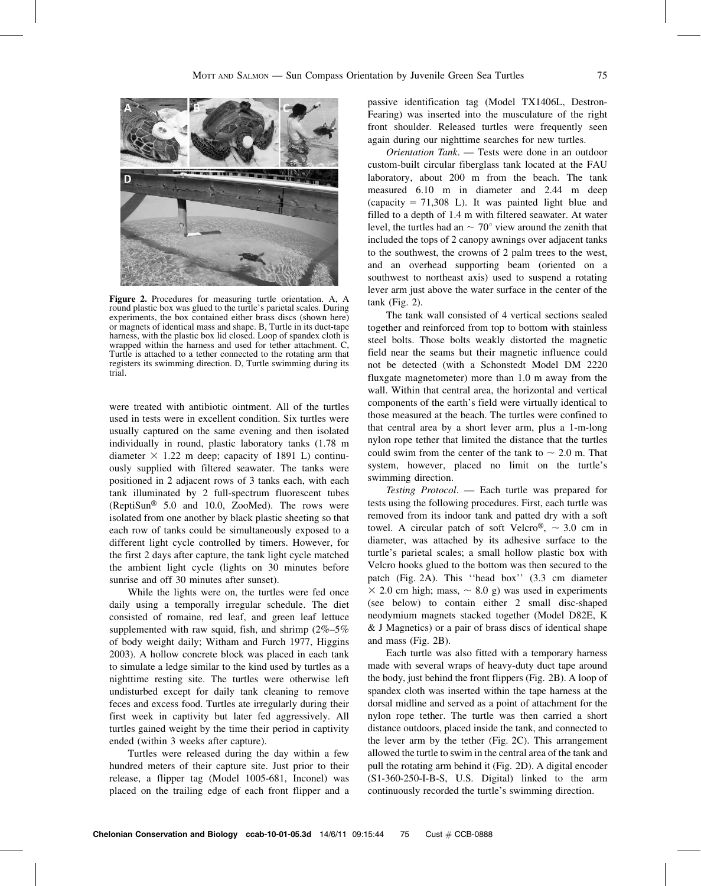Figure 2. Procedures for measuring turtle orientation. A, A round plastic box was glued to the turtle's parietal scales. During experiments, the box contained either brass discs (shown here) or magnets of identical mass and shape. B, Turtle in its duct-tape harness, with the plastic box lid closed. Loop of spandex cloth is wrapped within the harness and used for tether attachment. C, Turtle is attached to a tether connected to the rotating arm that registers its swimming direction. D, Turtle swimming during its trial.

were treated with antibiotic ointment. All of the turtles used in tests were in excellent condition. Six turtles were usually captured on the same evening and then isolated individually in round, plastic laboratory tanks (1.78 m diameter × 1.22 m deep; capacity of 1891 L) continuously supplied with filtered seawater. The tanks were positioned in 2 adjacent rows of 3 tanks each, with each tank illuminated by 2 full-spectrum fluorescent tubes (ReptiSun® 5.0 and 10.0, ZooMed). The rows were isolated from one another by black plastic sheeting so that each row of tanks could be simultaneously exposed to a different light cycle controlled by timers. However, for the first 2 days after capture, the tank light cycle matched the ambient light cycle (lights on 30 minutes before sunrise and off 30 minutes after sunset).

While the lights were on, the turtles were fed once daily using a temporally irregular schedule. The diet consisted of romaine, red leaf, and green leaf lettuce supplemented with raw squid, fish, and shrimp (2%–5% of body weight daily; Witham and Furch 1977, Higgins 2003). A hollow concrete block was placed in each tank to simulate a ledge similar to the kind used by turtles as a nighttime resting site. The turtles were otherwise left undisturbed except for daily tank cleaning to remove feces and excess food. Turtles ate irregularly during their first week in captivity but later fed aggressively. All turtles gained weight by the time their period in captivity ended (within 3 weeks after capture).

Turtles were released during the day within a few hundred meters of their capture site. Just prior to their release, a flipper tag (Model 1005-681, Inconel) was placed on the trailing edge of each front flipper and a passive identification tag (Model TX1406L, Destron-Fearing) was inserted into the musculature of the right front shoulder. Released turtles were frequently seen again during our nighttime searches for new turtles.

*Orientation Tank*. — Tests were done in an outdoor custom-built circular fiberglass tank located at the FAU laboratory, about 200 m from the beach. The tank measured 6.10 m in diameter and 2.44 m deep (capacity = 71,308 L). It was painted light blue and filled to a depth of 1.4 m with filtered seawater. At water level, the turtles had an ~ 70° view around the zenith that included the tops of 2 canopy awnings over adjacent tanks to the southwest, the crowns of 2 palm trees to the west, and an overhead supporting beam (oriented on a southwest to northeast axis) used to suspend a rotating lever arm just above the water surface in the center of the tank (Fig. 2).

The tank wall consisted of 4 vertical sections sealed together and reinforced from top to bottom with stainless steel bolts. Those bolts weakly distorted the magnetic field near the seams but their magnetic influence could not be detected (with a Schonstedt Model DM 2220 fluxgate magnetometer) more than 1.0 m away from the wall. Within that central area, the horizontal and vertical components of the earth's field were virtually identical to those measured at the beach. The turtles were confined to that central area by a short lever arm, plus a 1-m-long nylon rope tether that limited the distance that the turtles could swim from the center of the tank to ~ 2.0 m. That system, however, placed no limit on the turtle's swimming direction.

*Testing Protocol*. — Each turtle was prepared for tests using the following procedures. First, each turtle was removed from its indoor tank and patted dry with a soft towel. A circular patch of soft Velcro®, ~ 3.0 cm in diameter, was attached by its adhesive surface to the turtle's parietal scales; a small hollow plastic box with Velcro hooks glued to the bottom was then secured to the patch (Fig. 2A). This "head box" (3.3 cm diameter × 2.0 cm high; mass, ~ 8.0 g) was used in experiments (see below) to contain either 2 small disc-shaped neodymium magnets stacked together (Model D82E, K & J Magnetics) or a pair of brass discs of identical shape and mass (Fig. 2B).

Each turtle was also fitted with a temporary harness made with several wraps of heavy-duty duct tape around the body, just behind the front flippers (Fig. 2B). A loop of spandex cloth was inserted within the tape harness at the dorsal midline and served as a point of attachment for the nylon rope tether. The turtle was then carried a short distance outdoors, placed inside the tank, and connected to the lever arm by the tether (Fig. 2C). This arrangement allowed the turtle to swim in the central area of the tank and pull the rotating arm behind it (Fig. 2D). A digital encoder (S1-360-250-I-B-S, U.S. Digital) linked to the arm continuously recorded the turtle's swimming direction.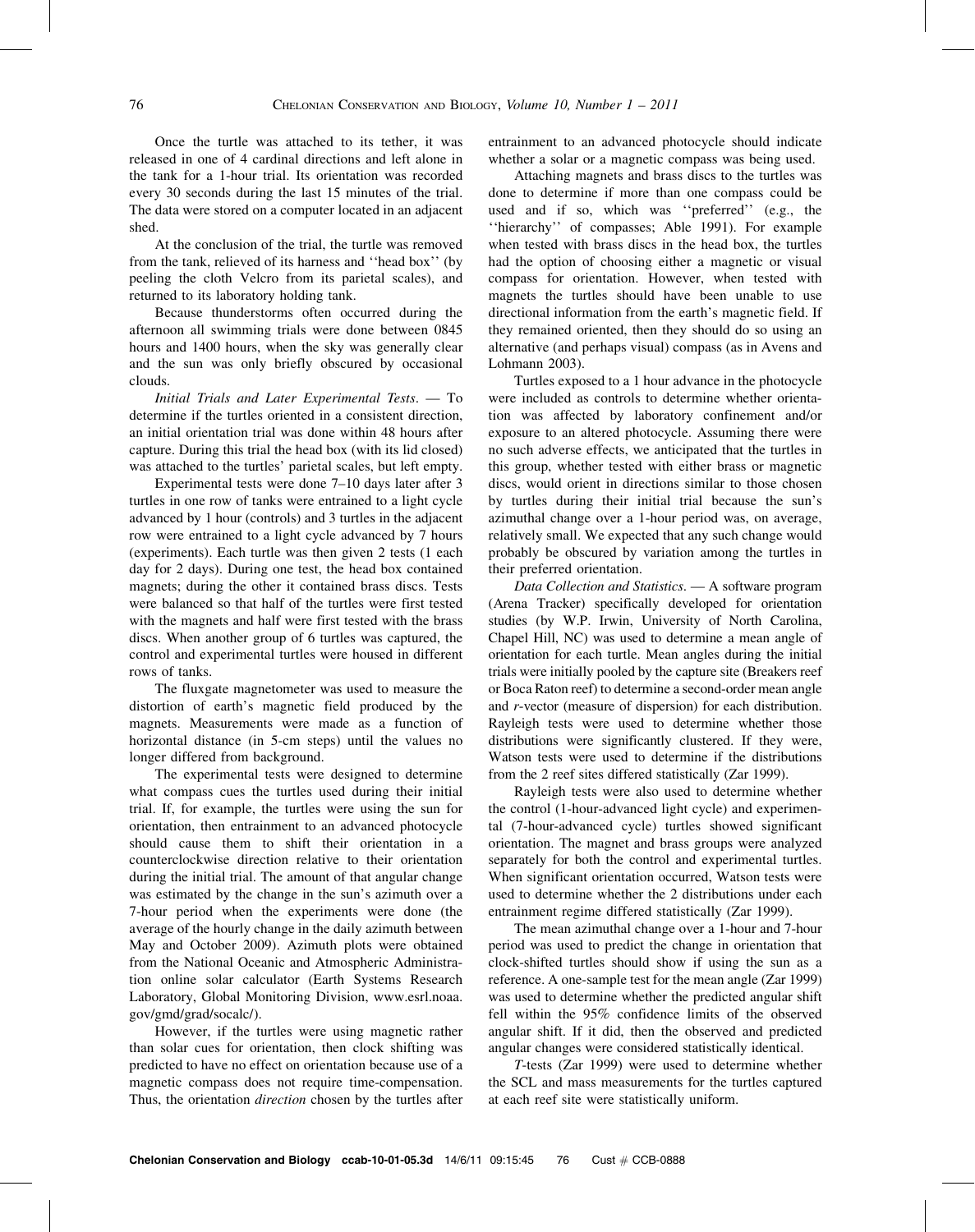Once the turtle was attached to its tether, it was released in one of 4 cardinal directions and left alone in the tank for a 1-hour trial. Its orientation was recorded every 30 seconds during the last 15 minutes of the trial. The data were stored on a computer located in an adjacent shed.

At the conclusion of the trial, the turtle was removed from the tank, relieved of its harness and ''head box'' (by peeling the cloth Velcro from its parietal scales), and returned to its laboratory holding tank.

Because thunderstorms often occurred during the afternoon all swimming trials were done between 0845 hours and 1400 hours, when the sky was generally clear and the sun was only briefly obscured by occasional clouds.

*Initial Trials and Later Experimental Tests*. — To determine if the turtles oriented in a consistent direction, an initial orientation trial was done within 48 hours after capture. During this trial the head box (with its lid closed) was attached to the turtles' parietal scales, but left empty.

Experimental tests were done 7–10 days later after 3 turtles in one row of tanks were entrained to a light cycle advanced by 1 hour (controls) and 3 turtles in the adjacent row were entrained to a light cycle advanced by 7 hours (experiments). Each turtle was then given 2 tests (1 each day for 2 days). During one test, the head box contained magnets; during the other it contained brass discs. Tests were balanced so that half of the turtles were first tested with the magnets and half were first tested with the brass discs. When another group of 6 turtles was captured, the control and experimental turtles were housed in different rows of tanks.

The fluxgate magnetometer was used to measure the distortion of earth's magnetic field produced by the magnets. Measurements were made as a function of horizontal distance (in 5-cm steps) until the values no longer differed from background.

The experimental tests were designed to determine what compass cues the turtles used during their initial trial. If, for example, the turtles were using the sun for orientation, then entrainment to an advanced photocycle should cause them to shift their orientation in a counterclockwise direction relative to their orientation during the initial trial. The amount of that angular change was estimated by the change in the sun's azimuth over a 7-hour period when the experiments were done (the average of the hourly change in the daily azimuth between May and October 2009). Azimuth plots were obtained from the National Oceanic and Atmospheric Administration online solar calculator (Earth Systems Research Laboratory, Global Monitoring Division, www.esrl.noaa.gov/gmd/grad/socalc/).

However, if the turtles were using magnetic rather than solar cues for orientation, then clock shifting was predicted to have no effect on orientation because use of a magnetic compass does not require time-compensation. Thus, the orientation *direction* chosen by the turtles after entrainment to an advanced photocycle should indicate whether a solar or a magnetic compass was being used.

Attaching magnets and brass discs to the turtles was done to determine if more than one compass could be used and if so, which was ''preferred'' (e.g., the ''hierarchy'' of compasses; Able 1991). For example when tested with brass discs in the head box, the turtles had the option of choosing either a magnetic or visual compass for orientation. However, when tested with magnets the turtles should have been unable to use directional information from the earth's magnetic field. If they remained oriented, then they should do so using an alternative (and perhaps visual) compass (as in Avens and Lohmann 2003).

Turtles exposed to a 1 hour advance in the photocycle were included as controls to determine whether orientation was affected by laboratory confinement and/or exposure to an altered photocycle. Assuming there were no such adverse effects, we anticipated that the turtles in this group, whether tested with either brass or magnetic discs, would orient in directions similar to those chosen by turtles during their initial trial because the sun's azimuthal change over a 1-hour period was, on average, relatively small. We expected that any such change would probably be obscured by variation among the turtles in their preferred orientation.

*Data Collection and Statistics*. — A software program (Arena Tracker) specifically developed for orientation studies (by W.P. Irwin, University of North Carolina, Chapel Hill, NC) was used to determine a mean angle of orientation for each turtle. Mean angles during the initial trials were initially pooled by the capture site (Breakers reef or Boca Raton reef) to determine a second-order mean angle and *r*-vector (measure of dispersion) for each distribution. Rayleigh tests were used to determine whether those distributions were significantly clustered. If they were, Watson tests were used to determine if the distributions from the 2 reef sites differed statistically (Zar 1999).

Rayleigh tests were also used to determine whether the control (1-hour-advanced light cycle) and experimental (7-hour-advanced cycle) turtles showed significant orientation. The magnet and brass groups were analyzed separately for both the control and experimental turtles. When significant orientation occurred, Watson tests were used to determine whether the 2 distributions under each entrainment regime differed statistically (Zar 1999).

The mean azimuthal change over a 1-hour and 7-hour period was used to predict the change in orientation that clock-shifted turtles should show if using the sun as a reference. A one-sample test for the mean angle (Zar 1999) was used to determine whether the predicted angular shift fell within the 95% confidence limits of the observed angular shift. If it did, then the observed and predicted angular changes were considered statistically identical.

*T*-tests (Zar 1999) were used to determine whether the SCL and mass measurements for the turtles captured at each reef site were statistically uniform.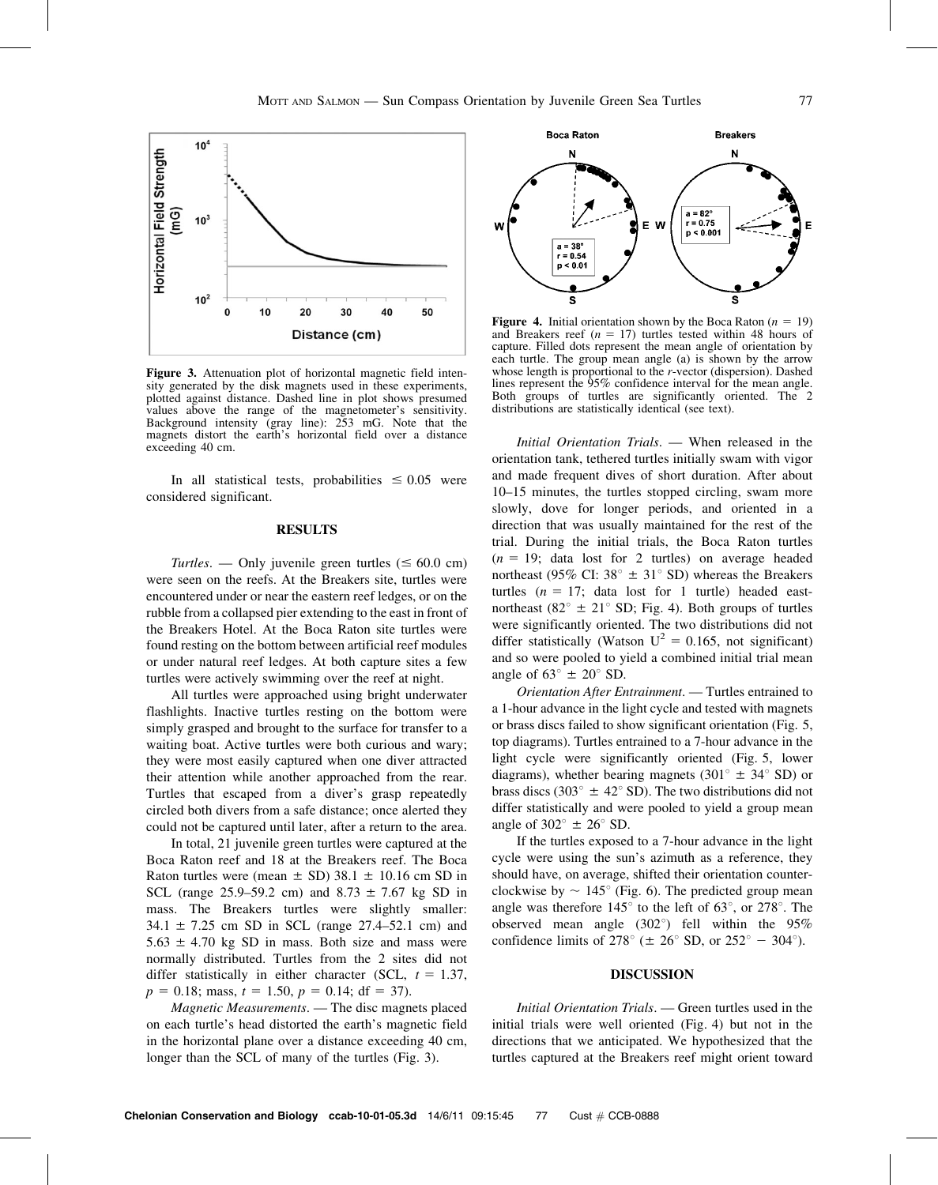Figure 3. Attenuation plot of horizontal magnetic field intensity generated by the disk magnets used in these experiments, plotted against distance. Dashed line in plot shows presumed values above the range of the magnetometer's sensitivity. Background intensity (gray line): 253 mG. Note that the magnets distort the earth's horizontal field over a distance exceeding 40 cm.

In all statistical tests, probabilities $\leq 0.05$ were considered significant.

## RESULTS

*Turtles*. — Only juvenile green turtles ($\leq$ 60.0 cm) were seen on the reefs. At the Breakers site, turtles were encountered under or near the eastern reef ledges, or on the rubble from a collapsed pier extending to the east in front of the Breakers Hotel. At the Boca Raton site turtles were found resting on the bottom between artificial reef modules or under natural reef ledges. At both capture sites a few turtles were actively swimming over the reef at night.

All turtles were approached using bright underwater flashlights. Inactive turtles resting on the bottom were simply grasped and brought to the surface for transfer to a waiting boat. Active turtles were both curious and wary; they were most easily captured when one diver attracted their attention while another approached from the rear. Turtles that escaped from a diver's grasp repeatedly circled both divers from a safe distance; once alerted they could not be captured until later, after a return to the area.

In total, 21 juvenile green turtles were captured at the Boca Raton reef and 18 at the Breakers reef. The Boca Raton turtles were (mean ± SD) 38.1 ± 10.16 cm SD in SCL (range 25.9–59.2 cm) and 8.73 ± 7.67 kg SD in mass. The Breakers turtles were slightly smaller: 34.1 ± 7.25 cm SD in SCL (range 27.4–52.1 cm) and 5.63 ± 4.70 kg SD in mass. Both size and mass were normally distributed. Turtles from the 2 sites did not differ statistically in either character (SCL, $t = 1.37$, $p = 0.18$; mass, $t = 1.50$, $p = 0.14$; df = 37).

*Magnetic Measurements*. — The disc magnets placed on each turtle's head distorted the earth's magnetic field in the horizontal plane over a distance exceeding 40 cm, longer than the SCL of many of the turtles (Fig. 3).

**Figure 4.** Initial orientation shown by the Boca Raton ($n = 19$) and Breakers reef ($n = 17$) turtles tested within 48 hours of capture. Filled dots represent the mean angle of orientation by each turtle. The group mean angle (a) is shown by the arrow whose length is proportional to the $r$-vector (dispersion). Dashed lines represent the 95% confidence interval for the mean angle. Both groups of turtles are significantly oriented. The 2 distributions are statistically identical (see text).

*Initial Orientation Trials*. — When released in the orientation tank, tethered turtles initially swam with vigor and made frequent dives of short duration. After about 10–15 minutes, the turtles stopped circling, swam more slowly, dove for longer periods, and oriented in a direction that was usually maintained for the rest of the trial. During the initial trials, the Boca Raton turtles ($n = 19$; data lost for 2 turtles) on average headed northeast (95% CI: 38° ± 31° SD) whereas the Breakers turtles ($n = 17$; data lost for 1 turtle) headed east-northeast (82° ± 21° SD; Fig. 4). Both groups of turtles were significantly oriented. The two distributions did not differ statistically (Watson $U^2 = 0.165$, not significant) and so were pooled to yield a combined initial trial mean angle of 63° ± 20° SD.

*Orientation After Entrainment*. — Turtles entrained to a 1-hour advance in the light cycle and tested with magnets or brass discs failed to show significant orientation (Fig. 5, top diagrams). Turtles entrained to a 7-hour advance in the light cycle were significantly oriented (Fig. 5, lower diagrams), whether bearing magnets (301° ± 34° SD) or brass discs (303° ± 42° SD). The two distributions did not differ statistically and were pooled to yield a group mean angle of 302° ± 26° SD.

If the turtles exposed to a 7-hour advance in the light cycle were using the sun's azimuth as a reference, they should have, on average, shifted their orientation counterclockwise by ~ 145° (Fig. 6). The predicted group mean angle was therefore 145° to the left of 63°, or 278°. The observed mean angle (302°) fell within the 95% confidence limits of 278° (± 26° SD, or 252° − 304°).

## DISCUSSION

*Initial Orientation Trials*. — Green turtles used in the initial trials were well oriented (Fig. 4) but not in the directions that we anticipated. We hypothesized that the turtles captured at the Breakers reef might orient toward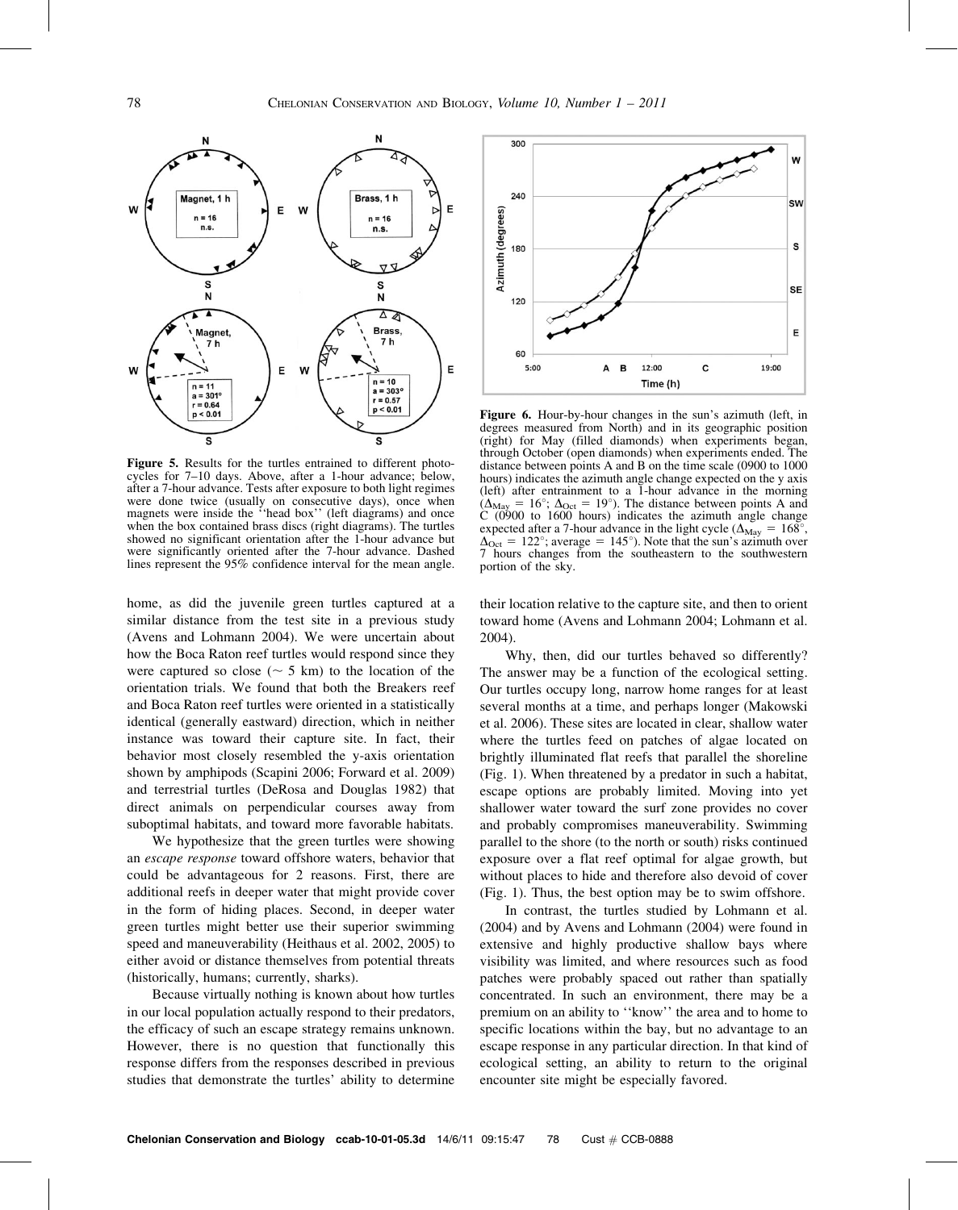**Figure 5.** Results for the turtles entrained to different photocycles for 7–10 days. Above, after a 1-hour advance; below, after a 7-hour advance. Tests after exposure to both light regimes were done twice (usually on consecutive days), once when magnets were inside the ''head box'' (left diagrams) and once when the box contained brass discs (right diagrams). The turtles showed no significant orientation after the 1-hour advance but were significantly oriented after the 7-hour advance. Dashed lines represent the 95% confidence interval for the mean angle.

**Figure 6.** Hour-by-hour changes in the sun's azimuth (left, in degrees measured from North) and in its geographic position (right) for May (filled diamonds) when experiments began, through October (open diamonds) when experiments ended. The distance between points A and B on the time scale (0900 to 1000 hours) indicates the azimuth angle change expected on the y axis (left) after entrainment to a 1-hour advance in the morning ($\Delta_{May} = 16°$; $\Delta_{Oct} = 19°$). The distance between points A and C (0900 to 1600 hours) indicates the azimuth angle change expected after a 7-hour advance in the light cycle ($\Delta_{May} = 168°$, $\Delta_{Oct} = 122°$; average = 145°). Note that the sun's azimuth over 7 hours changes from the southeastern to the southwestern portion of the sky.

home, as did the juvenile green turtles captured at a similar distance from the test site in a previous study (Avens and Lohmann 2004). We were uncertain about how the Boca Raton reef turtles would respond since they were captured so close (~ 5 km) to the location of the orientation trials. We found that both the Breakers reef and Boca Raton reef turtles were oriented in a statistically identical (generally eastward) direction, which in neither instance was toward their capture site. In fact, their behavior most closely resembled the y-axis orientation shown by amphipods (Scapini 2006; Forward et al. 2009) and terrestrial turtles (DeRosa and Douglas 1982) that direct animals on perpendicular courses away from suboptimal habitats, and toward more favorable habitats.

We hypothesize that the green turtles were showing an *escape response* toward offshore waters, behavior that could be advantageous for 2 reasons. First, there are additional reefs in deeper water that might provide cover in the form of hiding places. Second, in deeper water green turtles might better use their superior swimming speed and maneuverability (Heithaus et al. 2002, 2005) to either avoid or distance themselves from potential threats (historically, humans; currently, sharks).

Because virtually nothing is known about how turtles in our local population actually respond to their predators, the efficacy of such an escape strategy remains unknown. However, there is no question that functionally this response differs from the responses described in previous studies that demonstrate the turtles' ability to determine their location relative to the capture site, and then to orient toward home (Avens and Lohmann 2004; Lohmann et al. 2004).

Why, then, did our turtles behaved so differently? The answer may be a function of the ecological setting. Our turtles occupy long, narrow home ranges for at least several months at a time, and perhaps longer (Makowski et al. 2006). These sites are located in clear, shallow water where the turtles feed on patches of algae located on brightly illuminated flat reefs that parallel the shoreline (Fig. 1). When threatened by a predator in such a habitat, escape options are probably limited. Moving into yet shallower water toward the surf zone provides no cover and probably compromises maneuverability. Swimming parallel to the shore (to the north or south) risks continued exposure over a flat reef optimal for algae growth, but without places to hide and therefore also devoid of cover (Fig. 1). Thus, the best option may be to swim offshore.

In contrast, the turtles studied by Lohmann et al. (2004) and by Avens and Lohmann (2004) were found in extensive and highly productive shallow bays where visibility was limited, and where resources such as food patches were probably spaced out rather than spatially concentrated. In such an environment, there may be a premium on an ability to ''know'' the area and to home to specific locations within the bay, but no advantage to an escape response in any particular direction. In that kind of ecological setting, an ability to return to the original encounter site might be especially favored.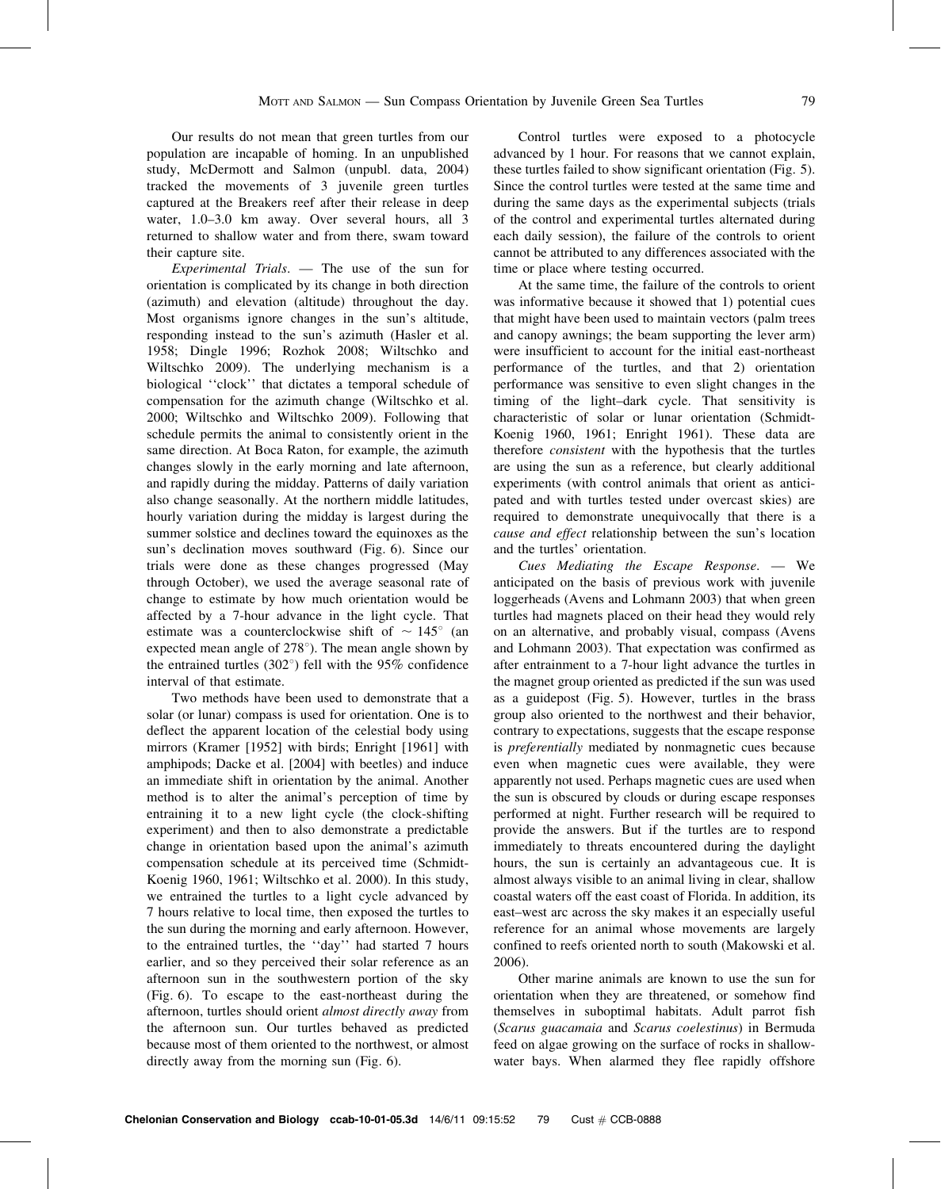Our results do not mean that green turtles from our population are incapable of homing. In an unpublished study, McDermott and Salmon (unpubl. data, 2004) tracked the movements of 3 juvenile green turtles captured at the Breakers reef after their release in deep water, 1.0–3.0 km away. Over several hours, all 3 returned to shallow water and from there, swam toward their capture site.

*Experimental Trials*. — The use of the sun for orientation is complicated by its change in both direction (azimuth) and elevation (altitude) throughout the day. Most organisms ignore changes in the sun's altitude, responding instead to the sun's azimuth (Hasler et al. 1958; Dingle 1996; Rozhok 2008; Wiltschko and Wiltschko 2009). The underlying mechanism is a biological ''clock'' that dictates a temporal schedule of compensation for the azimuth change (Wiltschko et al. 2000; Wiltschko and Wiltschko 2009). Following that schedule permits the animal to consistently orient in the same direction. At Boca Raton, for example, the azimuth changes slowly in the early morning and late afternoon, and rapidly during the midday. Patterns of daily variation also change seasonally. At the northern middle latitudes, hourly variation during the midday is largest during the summer solstice and declines toward the equinoxes as the sun's declination moves southward (Fig. 6). Since our trials were done as these changes progressed (May through October), we used the average seasonal rate of change to estimate by how much orientation would be affected by a 7-hour advance in the light cycle. That estimate was a counterclockwise shift of $\sim 145°$ (an expected mean angle of 278°). The mean angle shown by the entrained turtles (302°) fell with the 95% confidence interval of that estimate.

Two methods have been used to demonstrate that a solar (or lunar) compass is used for orientation. One is to deflect the apparent location of the celestial body using mirrors (Kramer [1952] with birds; Enright [1961] with amphipods; Dacke et al. [2004] with beetles) and induce an immediate shift in orientation by the animal. Another method is to alter the animal's perception of time by entraining it to a new light cycle (the clock-shifting experiment) and then to also demonstrate a predictable change in orientation based upon the animal's azimuth compensation schedule at its perceived time (Schmidt-Koenig 1960, 1961; Wiltschko et al. 2000). In this study, we entrained the turtles to a light cycle advanced by 7 hours relative to local time, then exposed the turtles to the sun during the morning and early afternoon. However, to the entrained turtles, the ''day'' had started 7 hours earlier, and so they perceived their solar reference as an afternoon sun in the southwestern portion of the sky (Fig. 6). To escape to the east-northeast during the afternoon, turtles should orient *almost directly away* from the afternoon sun. Our turtles behaved as predicted because most of them oriented to the northwest, or almost directly away from the morning sun (Fig. 6).

Control turtles were exposed to a photocycle advanced by 1 hour. For reasons that we cannot explain, these turtles failed to show significant orientation (Fig. 5). Since the control turtles were tested at the same time and during the same days as the experimental subjects (trials of the control and experimental turtles alternated during each daily session), the failure of the controls to orient cannot be attributed to any differences associated with the time or place where testing occurred.

At the same time, the failure of the controls to orient was informative because it showed that 1) potential cues that might have been used to maintain vectors (palm trees and canopy awnings; the beam supporting the lever arm) were insufficient to account for the initial east-northeast performance of the turtles, and that 2) orientation performance was sensitive to even slight changes in the timing of the light–dark cycle. That sensitivity is characteristic of solar or lunar orientation (Schmidt-Koenig 1960, 1961; Enright 1961). These data are therefore *consistent* with the hypothesis that the turtles are using the sun as a reference, but clearly additional experiments (with control animals that orient as anticipated and with turtles tested under overcast skies) are required to demonstrate unequivocally that there is a *cause and effect* relationship between the sun's location and the turtles' orientation.

*Cues Mediating the Escape Response*. — We anticipated on the basis of previous work with juvenile loggerheads (Avens and Lohmann 2003) that when green turtles had magnets placed on their head they would rely on an alternative, and probably visual, compass (Avens and Lohmann 2003). That expectation was confirmed as after entrainment to a 7-hour light advance the turtles in the magnet group oriented as predicted if the sun was used as a guidepost (Fig. 5). However, turtles in the brass group also oriented to the northwest and their behavior, contrary to expectations, suggests that the escape response is *preferentially* mediated by nonmagnetic cues because even when magnetic cues were available, they were apparently not used. Perhaps magnetic cues are used when the sun is obscured by clouds or during escape responses performed at night. Further research will be required to provide the answers. But if the turtles are to respond immediately to threats encountered during the daylight hours, the sun is certainly an advantageous cue. It is almost always visible to an animal living in clear, shallow coastal waters off the east coast of Florida. In addition, its east–west arc across the sky makes it an especially useful reference for an animal whose movements are largely confined to reefs oriented north to south (Makowski et al. 2006).

Other marine animals are known to use the sun for orientation when they are threatened, or somehow find themselves in suboptimal habitats. Adult parrot fish (*Scarus guacamaia* and *Scarus coelestinus*) in Bermuda feed on algae growing on the surface of rocks in shallow-water bays. When alarmed they flee rapidly offshore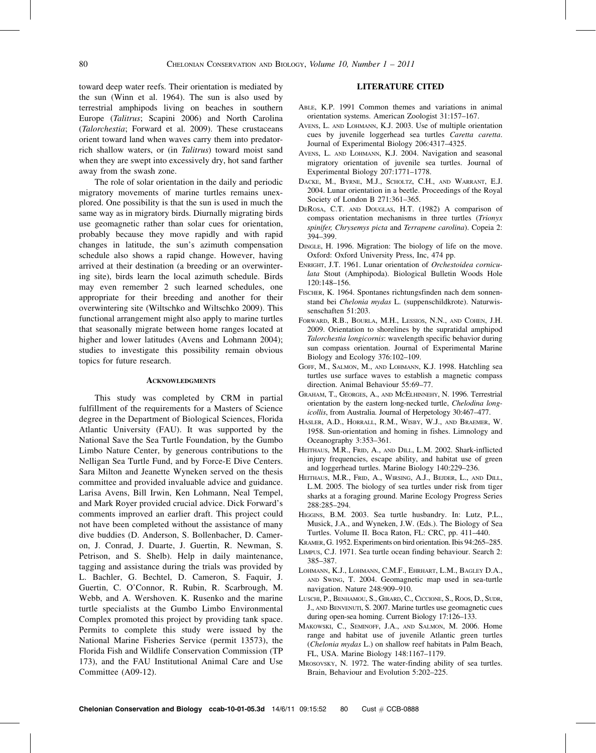toward deep water reefs. Their orientation is mediated by the sun (Winn et al. 1964). The sun is also used by terrestrial amphipods living on beaches in southern Europe (*Talitrus*; Scapini 2006) and North Carolina (*Talorchestia*; Forward et al. 2009). These crustaceans orient toward land when waves carry them into predator-rich shallow waters, or (in *Talitrus*) toward moist sand when they are swept into excessively dry, hot sand farther away from the swash zone.

The role of solar orientation in the daily and periodic migratory movements of marine turtles remains unexplored. One possibility is that the sun is used in much the same way as in migratory birds. Diurnally migrating birds use geomagnetic rather than solar cues for orientation, probably because they move rapidly and with rapid changes in latitude, the sun's azimuth compensation schedule also shows a rapid change. However, having arrived at their destination (a breeding or an overwintering site), birds learn the local azimuth schedule. Birds may even remember 2 such learned schedules, one appropriate for their breeding and another for their overwintering site (Wiltschko and Wiltschko 2009). This functional arrangement might also apply to marine turtles that seasonally migrate between home ranges located at higher and lower latitudes (Avens and Lohmann 2004); studies to investigate this possibility remain obvious topics for future research.

## Acknowledgments

This study was completed by CRM in partial fulfillment of the requirements for a Masters of Science degree in the Department of Biological Sciences, Florida Atlantic University (FAU). It was supported by the National Save the Sea Turtle Foundation, by the Gumbo Limbo Nature Center, by generous contributions to the Nelligan Sea Turtle Fund, and by Force-E Dive Centers. Sara Milton and Jeanette Wyneken served on the thesis committee and provided invaluable advice and guidance. Larisa Avens, Bill Irwin, Ken Lohmann, Neal Tempel, and Mark Royer provided crucial advice. Dick Forward's comments improved an earlier draft. This project could not have been completed without the assistance of many dive buddies (D. Anderson, S. Bollenbacher, D. Cameron, J. Conrad, J. Duarte, J. Guertin, R. Newman, S. Petrison, and S. Shelb). Help in daily maintenance, tagging and assistance during the trials was provided by L. Bachler, G. Bechtel, D. Cameron, S. Faquir, J. Guertin, C. O'Connor, R. Rubin, R. Scarbrough, M. Webb, and A. Wershoven. K. Rusenko and the marine turtle specialists at the Gumbo Limbo Environmental Complex promoted this project by providing tank space. Permits to complete this study were issued by the National Marine Fisheries Service (permit 13573), the Florida Fish and Wildlife Conservation Commission (TP 173), and the FAU Institutional Animal Care and Use Committee (A09-12).

## LITERATURE CITED

Able, K.P. 1991 Common themes and variations in animal orientation systems. American Zoologist 31:157–167.

Avens, L. and Lohmann, K.J. 2003. Use of multiple orientation cues by juvenile loggerhead sea turtles *Caretta caretta*. Journal of Experimental Biology 206:4317–4325.

Avens, L. and Lohmann, K.J. 2004. Navigation and seasonal migratory orientation of juvenile sea turtles. Journal of Experimental Biology 207:1771–1778.

Dacke, M., Byrne, M.J., Scholtz, C.H., and Warrant, E.J. 2004. Lunar orientation in a beetle. Proceedings of the Royal Society of London B 271:361–365.

DeRosa, C.T. and Douglas, H.T. (1982) A comparison of compass orientation mechanisms in three turtles (*Trionyx spinifer, Chrysemys picta* and *Terrapene carolina*). Copeia 2: 394–399.

Dingle, H. 1996. Migration: The biology of life on the move. Oxford: Oxford University Press, Inc, 474 pp.

Enright, J.T. 1961. Lunar orientation of *Orchestoidea corniculata* Stout (Amphipoda). Biological Bulletin Woods Hole 120:148–156.

Fischer, K. 1964. Spontanes richtungsfinden nach dem sonnenstand bei *Chelonia mydas* L. (suppenschildkrote). Naturwissenschaften 51:203.

Forward, R.B., Bourla, M.H., Lessios, N.N., and Cohen, J.H. 2009. Orientation to shorelines by the supratidal amphipod *Talorchestia longicornis*: wavelength specific behavior during sun compass orientation. Journal of Experimental Marine Biology and Ecology 376:102–109.

Goff, M., Salmon, M., and Lohmann, K.J. 1998. Hatchling sea turtles use surface waves to establish a magnetic compass direction. Animal Behaviour 55:69–77.

Graham, T., Georges, A., and McElhinnehy, N. 1996. Terrestrial orientation by the eastern long-necked turtle, *Chelodina longicollis*, from Australia. Journal of Herpetology 30:467–477.

Hasler, A.D., Horrall, R.M., Wisby, W.J., and Braemer, W. 1958. Sun-orientation and homing in fishes. Limnology and Oceanography 3:353–361.

Heithaus, M.R., Frid, A., and Dill, L.M. 2002. Shark-inflicted injury frequencies, escape ability, and habitat use of green and loggerhead turtles. Marine Biology 140:229–236.

Heithaus, M.R., Frid, A., Wirsing, A.J., Bejder, L., and Dill, L.M. 2005. The biology of sea turtles under risk from tiger sharks at a foraging ground. Marine Ecology Progress Series 288:285–294.

Higgins, B.M. 2003. Sea turtle husbandry. In: Lutz, P.L., Musick, J.A., and Wyneken, J.W. (Eds.). The Biology of Sea Turtles. Volume II. Boca Raton, FL: CRC, pp. 411–440.

Kramer, G. 1952. Experiments on bird orientation. Ibis 94:265–285.

Limpus, C.J. 1971. Sea turtle ocean finding behaviour. Search 2: 385–387.

Lohmann, K.J., Lohmann, C.M.F., Ehrhart, L.M., Bagley D.A., and Swing, T. 2004. Geomagnetic map used in sea-turtle navigation. Nature 248:909–910.

Luschi, P., Benhamou, S., Girard, C., Ciccione, S., Roos, D., Sudr, J., and Benvenuti, S. 2007. Marine turtles use geomagnetic cues during open-sea homing. Current Biology 17:126–133.

Makowski, C., Seminoff, J.A., and Salmon, M. 2006. Home range and habitat use of juvenile Atlantic green turtles (*Chelonia mydas* L.) on shallow reef habitats in Palm Beach, FL, USA. Marine Biology 148:1167–1179.

Mrosovsky, N. 1972. The water-finding ability of sea turtles. Brain, Behaviour and Evolution 5:202–225.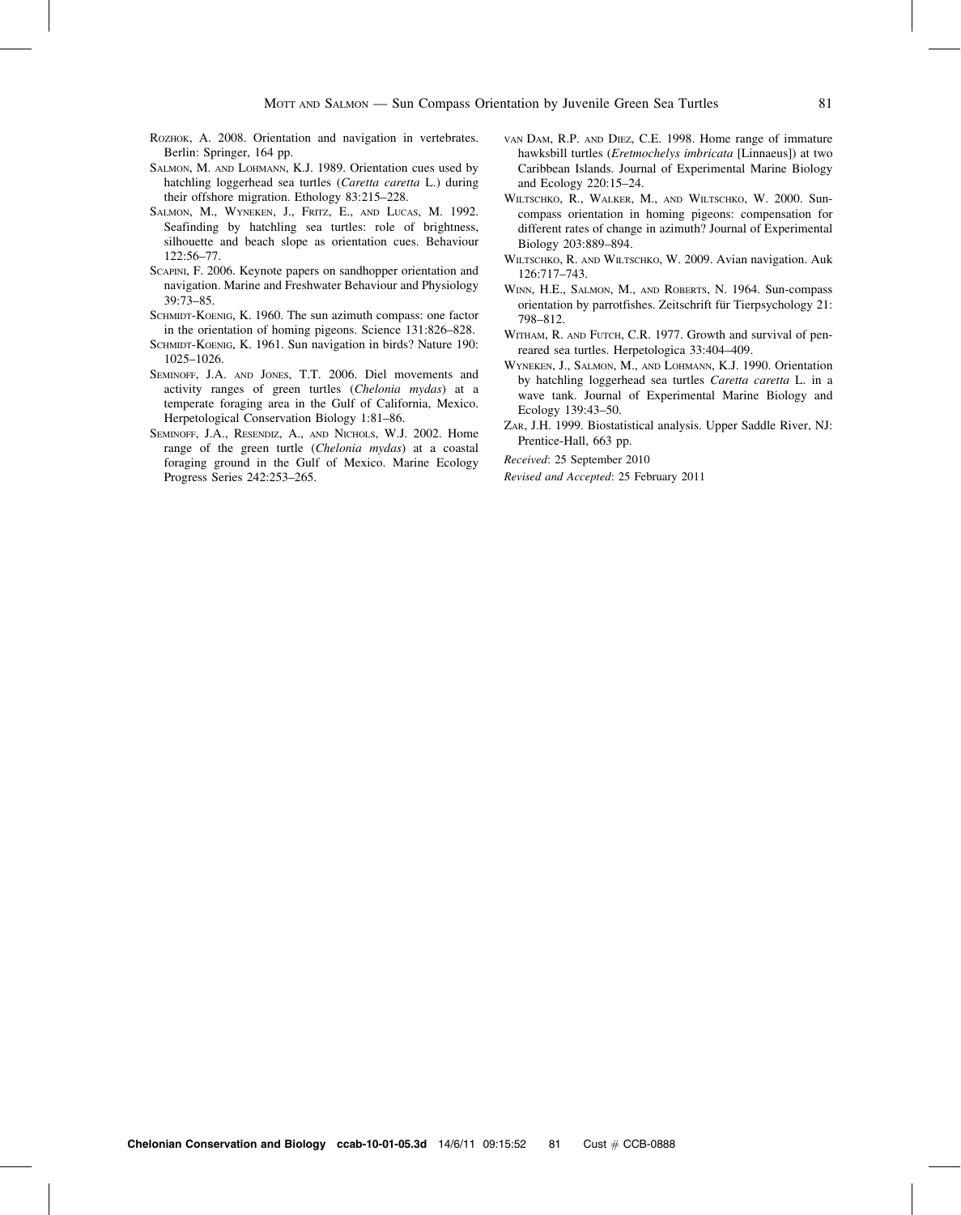ROZHOK, A. 2008. Orientation and navigation in vertebrates. Berlin: Springer, 164 pp.

SALMON, M. AND LOHMANN, K.J. 1989. Orientation cues used by hatchling loggerhead sea turtles (*Caretta caretta* L.) during their offshore migration. Ethology 83:215–228.

SALMON, M., WYNEKEN, J., FRITZ, E., AND LUCAS, M. 1992. Seafinding by hatchling sea turtles: role of brightness, silhouette and beach slope as orientation cues. Behaviour 122:56–77.

SCAPINI, F. 2006. Keynote papers on sandhopper orientation and navigation. Marine and Freshwater Behaviour and Physiology 39:73–85.

SCHMIDT-KOENIG, K. 1960. The sun azimuth compass: one factor in the orientation of homing pigeons. Science 131:826–828.

SCHMIDT-KOENIG, K. 1961. Sun navigation in birds? Nature 190: 1025–1026.

SEMINOFF, J.A. AND JONES, T.T. 2006. Diel movements and activity ranges of green turtles (*Chelonia mydas*) at a temperate foraging area in the Gulf of California, Mexico. Herpetological Conservation Biology 1:81–86.

SEMINOFF, J.A., RESENDIZ, A., AND NICHOLS, W.J. 2002. Home range of the green turtle (*Chelonia mydas*) at a coastal foraging ground in the Gulf of Mexico. Marine Ecology Progress Series 242:253–265.

VAN DAM, R.P. AND DIEZ, C.E. 1998. Home range of immature hawksbill turtles (*Eretmochelys imbricata* [Linnaeus]) at two Caribbean Islands. Journal of Experimental Marine Biology and Ecology 220:15–24.

WILTSCHKO, R., WALKER, M., AND WILTSCHKO, W. 2000. Sun-compass orientation in homing pigeons: compensation for different rates of change in azimuth? Journal of Experimental Biology 203:889–894.

WILTSCHKO, R. AND WILTSCHKO, W. 2009. Avian navigation. Auk 126:717–743.

WINN, H.E., SALMON, M., AND ROBERTS, N. 1964. Sun-compass orientation by parrotfishes. Zeitschrift für Tierpsychology 21: 798–812.

WITHAM, R. AND FUTCH, C.R. 1977. Growth and survival of pen-reared sea turtles. Herpetologica 33:404–409.

WYNEKEN, J., SALMON, M., AND LOHMANN, K.J. 1990. Orientation by hatchling loggerhead sea turtles *Caretta caretta* L. in a wave tank. Journal of Experimental Marine Biology and Ecology 139:43–50.

ZAR, J.H. 1999. Biostatistical analysis. Upper Saddle River, NJ: Prentice-Hall, 663 pp.

*Received*: 25 September 2010

*Revised and Accepted*: 25 February 2011